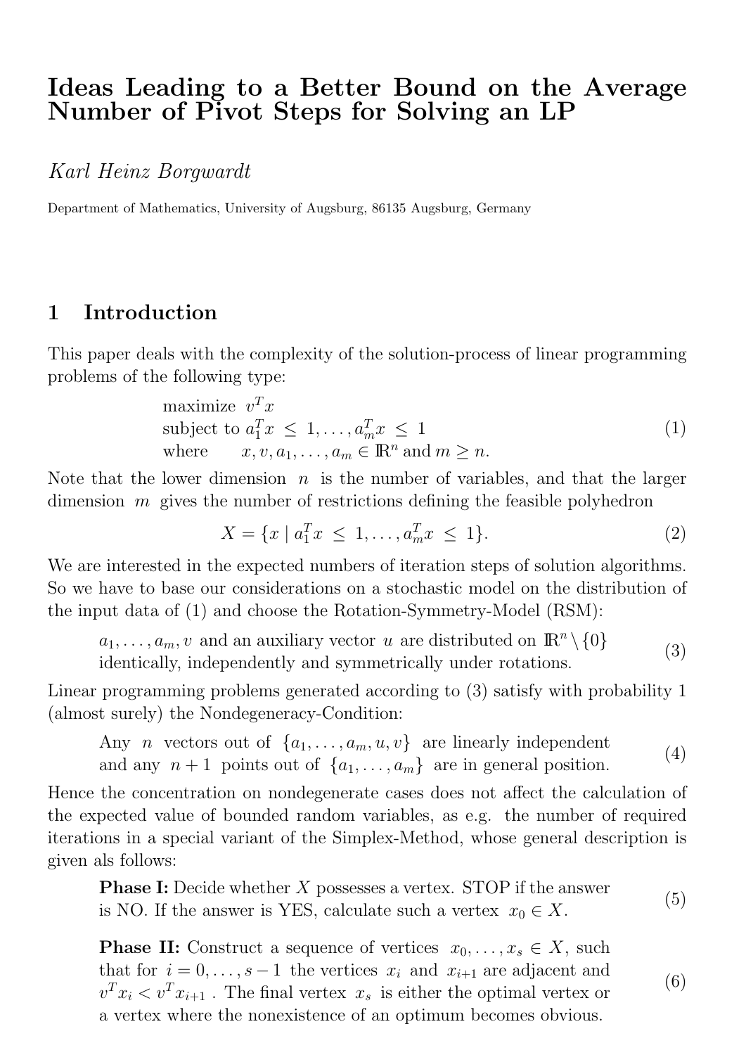# Ideas Leading to a Better Bound on the Average Number of Pivot Steps for Solving an LP

*Karl Heinz Borgwardt*

Department of Mathematics, University of Augsburg, 86135 Augsburg, Germany

## 1 Introduction

This paper deals with the complexity of the solution-process of linear programming problems of the following type:

$$\begin{array}{ll} \text{maximize} & v^T x \\ \text{subject to} & a_1^T x \le 1, \ldots, a_m^T x \le 1 \\ \text{where} & x, v, a_1, \ldots, a_m \in \mathbb{R}^n \text{ and } m \ge n. \end{array} \tag{1}$$

Note that the lower dimension $n$ is the number of variables, and that the larger dimension $m$ gives the number of restrictions defining the feasible polyhedron

$$X = \{x \mid a_1^T x \le 1, \ldots, a_m^T x \le 1\}. \tag{2}$$

We are interested in the expected numbers of iteration steps of solution algorithms. So we have to base our considerations on a stochastic model on the distribution of the input data of (1) and choose the Rotation-Symmetry-Model (RSM):

> $a_1, \ldots, a_m, v$ and an auxiliary vector $u$ are distributed on $\mathbb{R}^n \setminus \{0\}$ identically, independently and symmetrically under rotations. (3)

Linear programming problems generated according to (3) satisfy with probability 1 (almost surely) the Nondegeneracy-Condition:

> Any $n$ vectors out of $\{a_1, \ldots, a_m, u, v\}$ are linearly independent and any $n+1$ points out of $\{a_1, \ldots, a_m\}$ are in general position. (4)

Hence the concentration on nondegenerate cases does not affect the calculation of the expected value of bounded random variables, as e.g. the number of required iterations in a special variant of the Simplex-Method, whose general description is given als follows:

> **Phase I:** Decide whether $X$ possesses a vertex. STOP if the answer is NO. If the answer is YES, calculate such a vertex $x_0 \in X$. (5)

> **Phase II:** Construct a sequence of vertices $x_0, \ldots, x_s \in X$, such that for $i = 0, \ldots, s-1$ the vertices $x_i$ and $x_{i+1}$ are adjacent and $v^T x_i < v^T x_{i+1}$. The final vertex $x_s$ is either the optimal vertex or a vertex where the nonexistence of an optimum becomes obvious. (6)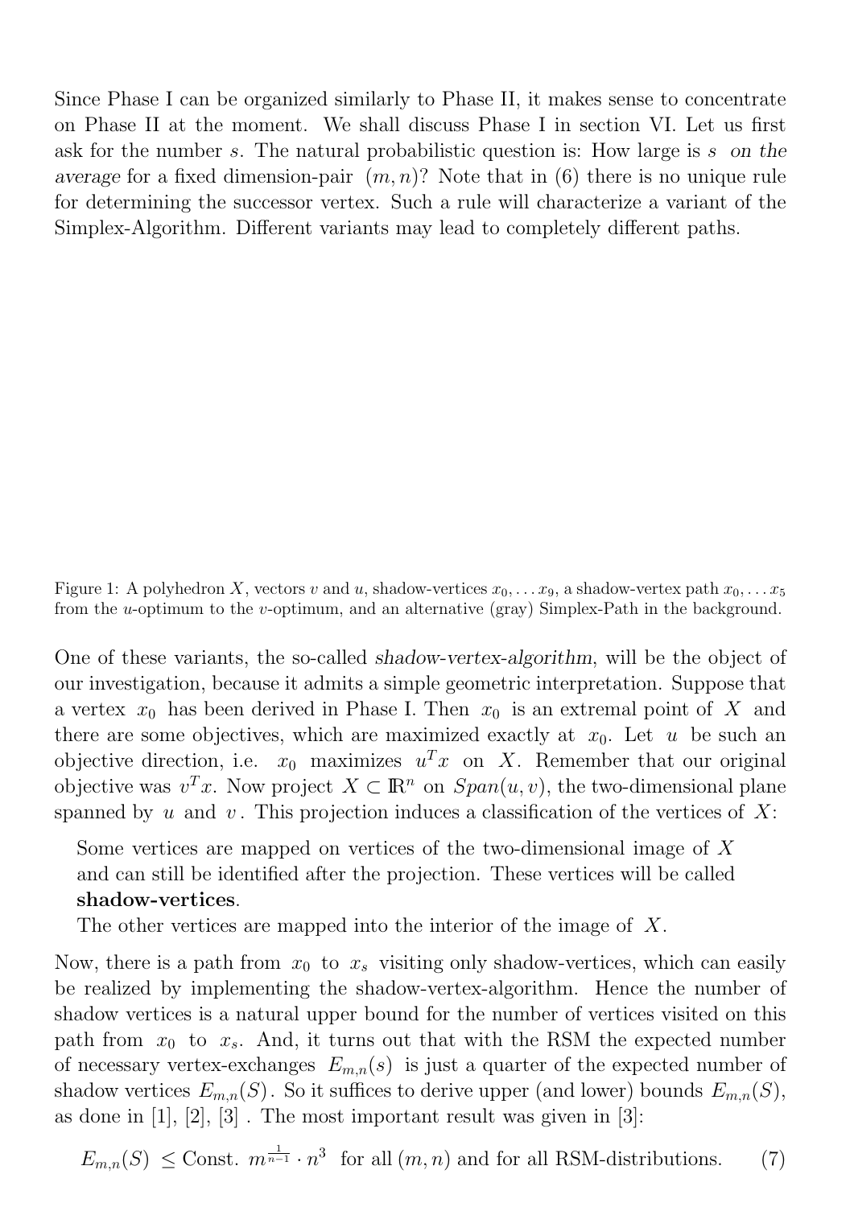Since Phase I can be organized similarly to Phase II, it makes sense to concentrate on Phase II at the moment. We shall discuss Phase I in section VI. Let us first ask for the number $s$. The natural probabilistic question is: How large is $s$ *on the average* for a fixed dimension-pair $(m, n)$? Note that in (6) there is no unique rule for determining the successor vertex. Such a rule will characterize a variant of the Simplex-Algorithm. Different variants may lead to completely different paths.

Figure 1: A polyhedron $X$, vectors $v$ and $u$, shadow-vertices $x_0, \ldots x_9$, a shadow-vertex path $x_0, \ldots x_5$ from the $u$-optimum to the $v$-optimum, and an alternative (gray) Simplex-Path in the background.

One of these variants, the so-called *shadow-vertex-algorithm*, will be the object of our investigation, because it admits a simple geometric interpretation. Suppose that a vertex $x_0$ has been derived in Phase I. Then $x_0$ is an extremal point of $X$ and there are some objectives, which are maximized exactly at $x_0$. Let $u$ be such an objective direction, i.e. $x_0$ maximizes $u^T x$ on $X$. Remember that our original objective was $v^T x$. Now project $X \subset \mathbb{R}^n$ on $Span(u, v)$, the two-dimensional plane spanned by $u$ and $v$. This projection induces a classification of the vertices of $X$:

> Some vertices are mapped on vertices of the two-dimensional image of $X$ and can still be identified after the projection. These vertices will be called **shadow-vertices**.
> The other vertices are mapped into the interior of the image of $X$.

Now, there is a path from $x_0$ to $x_s$ visiting only shadow-vertices, which can easily be realized by implementing the shadow-vertex-algorithm. Hence the number of shadow vertices is a natural upper bound for the number of vertices visited on this path from $x_0$ to $x_s$. And, it turns out that with the RSM the expected number of necessary vertex-exchanges $E_{m,n}(s)$ is just a quarter of the expected number of shadow vertices $E_{m,n}(S)$. So it suffices to derive upper (and lower) bounds $E_{m,n}(S)$, as done in [1], [2], [3] . The most important result was given in [3]:

$$E_{m,n}(S) \leq \text{Const. } m^{\frac{1}{n-1}} \cdot n^3 \quad \text{for all } (m, n) \text{ and for all RSM-distributions.} \tag{7}$$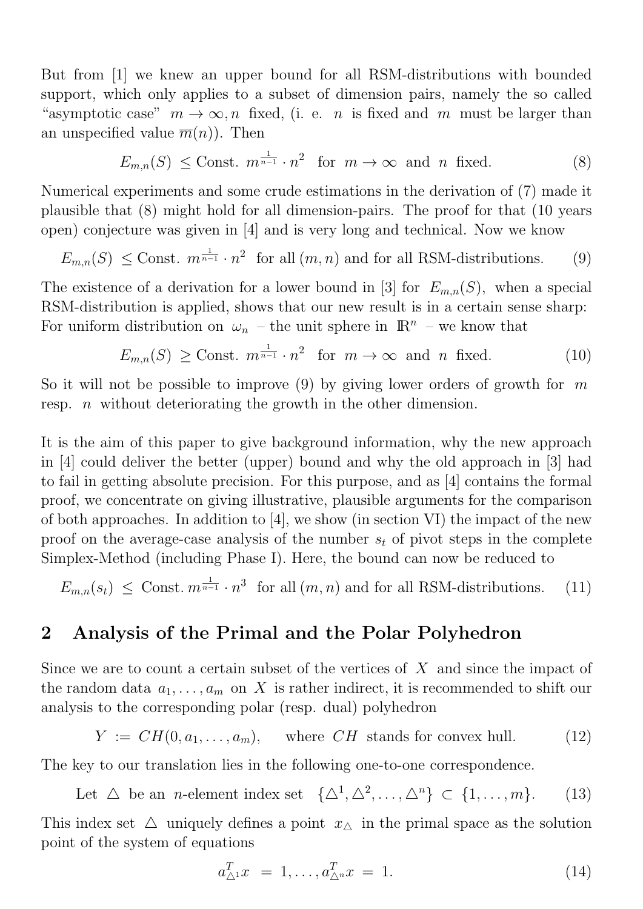But from [1] we knew an upper bound for all RSM-distributions with bounded support, which only applies to a subset of dimension pairs, namely the so called "asymptotic case" $m \to \infty, n$ fixed, (i. e. $n$ is fixed and $m$ must be larger than an unspecified value $\overline{m}(n)$). Then

$$E_{m,n}(S) \;\leq \text{Const.}\; m^{\frac{1}{n-1}} \cdot n^2 \quad \text{for} \;\; m \to \infty \;\; \text{and} \;\; n \;\; \text{fixed.} \tag{8}$$

Numerical experiments and some crude estimations in the derivation of (7) made it plausible that (8) might hold for all dimension-pairs. The proof for that (10 years open) conjecture was given in [4] and is very long and technical. Now we know

$$E_{m,n}(S) \;\leq \text{Const.}\; m^{\frac{1}{n-1}} \cdot n^2 \;\; \text{for all} \, (m,n) \, \text{and for all RSM-distributions.} \tag{9}$$

The existence of a derivation for a lower bound in [3] for $E_{m,n}(S)$, when a special RSM-distribution is applied, shows that our new result is in a certain sense sharp: For uniform distribution on $\omega_n$ – the unit sphere in $\mathbb{R}^n$ – we know that

$$E_{m,n}(S) \;\geq \text{Const.}\; m^{\frac{1}{n-1}} \cdot n^2 \quad \text{for} \;\; m \to \infty \;\; \text{and} \;\; n \;\; \text{fixed.} \tag{10}$$

So it will not be possible to improve (9) by giving lower orders of growth for $m$ resp. $n$ without deteriorating the growth in the other dimension.

It is the aim of this paper to give background information, why the new approach in [4] could deliver the better (upper) bound and why the old approach in [3] had to fail in getting absolute precision. For this purpose, and as [4] contains the formal proof, we concentrate on giving illustrative, plausible arguments for the comparison of both approaches. In addition to [4], we show (in section VI) the impact of the new proof on the average-case analysis of the number $s_t$ of pivot steps in the complete Simplex-Method (including Phase I). Here, the bound can now be reduced to

$$E_{m,n}(s_t) \;\leq\; \text{Const.}\, m^{\frac{1}{n-1}} \cdot n^3 \;\; \text{for all} \, (m,n) \, \text{and for all RSM-distributions.} \tag{11}$$

## 2 Analysis of the Primal and the Polar Polyhedron

Since we are to count a certain subset of the vertices of $X$ and since the impact of the random data $a_1, \ldots, a_m$ on $X$ is rather indirect, it is recommended to shift our analysis to the corresponding polar (resp. dual) polyhedron

$$Y \;:=\; CH(0, a_1, \ldots, a_m), \qquad \text{where} \;\; CH \;\; \text{stands for convex hull.} \tag{12}$$

The key to our translation lies in the following one-to-one correspondence.

$$\text{Let} \;\; \triangle \;\; \text{be an} \;\; n\text{-element index set} \;\; \{\triangle^1, \triangle^2, \ldots, \triangle^n\} \;\subset\; \{1, \ldots, m\}. \tag{13}$$

This index set $\triangle$ uniquely defines a point $x_\triangle$ in the primal space as the solution point of the system of equations

$$a_{\triangle^1}^T x \;=\; 1, \ldots, a_{\triangle^n}^T x \;=\; 1. \tag{14}$$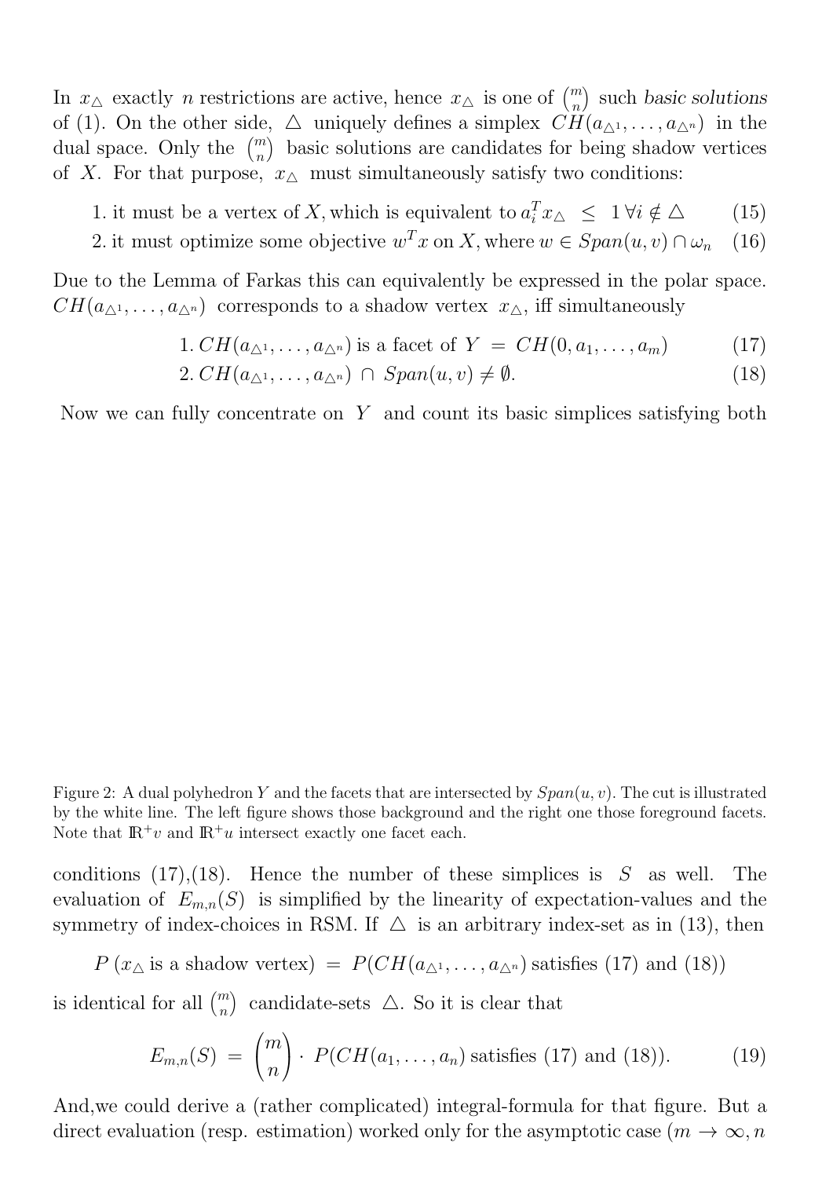In $x_\triangle$ exactly $n$ restrictions are active, hence $x_\triangle$ is one of $\binom{m}{n}$ such *basic solutions* of (1). On the other side, $\triangle$ uniquely defines a simplex $CH(a_{\triangle^1}, \ldots, a_{\triangle^n})$ in the dual space. Only the $\binom{m}{n}$ basic solutions are candidates for being shadow vertices of $X$. For that purpose, $x_\triangle$ must simultaneously satisfy two conditions:

1. it must be a vertex of $X$, which is equivalent to $a_i^T x_\triangle \leq 1 \; \forall i \notin \triangle$ (15)
2. it must optimize some objective $w^T x$ on $X$, where $w \in Span(u, v) \cap \omega_n$ (16)

Due to the Lemma of Farkas this can equivalently be expressed in the polar space. $CH(a_{\triangle^1}, \ldots, a_{\triangle^n})$ corresponds to a shadow vertex $x_\triangle$, iff simultaneously

1. $CH(a_{\triangle^1}, \ldots, a_{\triangle^n})$ is a facet of $Y = CH(0, a_1, \ldots, a_m)$ (17)
2. $CH(a_{\triangle^1}, \ldots, a_{\triangle^n}) \cap Span(u, v) \neq \emptyset$. (18)

Now we can fully concentrate on $Y$ and count its basic simplices satisfying both

Figure 2: A dual polyhedron $Y$ and the facets that are intersected by $Span(u, v)$. The cut is illustrated by the white line. The left figure shows those background and the right one those foreground facets. Note that $\mathbb{R}^+ v$ and $\mathbb{R}^+ u$ intersect exactly one facet each.

conditions (17),(18). Hence the number of these simplices is $S$ as well. The evaluation of $E_{m,n}(S)$ is simplified by the linearity of expectation-values and the symmetry of index-choices in RSM. If $\triangle$ is an arbitrary index-set as in (13), then

$$P\,(x_\triangle \text{ is a shadow vertex}) = P(CH(a_{\triangle^1}, \ldots, a_{\triangle^n}) \text{ satisfies (17) and (18)})$$

is identical for all $\binom{m}{n}$ candidate-sets $\triangle$. So it is clear that

$$E_{m,n}(S) = \binom{m}{n} \cdot P(CH(a_1, \ldots, a_n) \text{ satisfies (17) and (18)}). \tag{19}$$

And,we could derive a (rather complicated) integral-formula for that figure. But a direct evaluation (resp. estimation) worked only for the asymptotic case ($m \to \infty, n$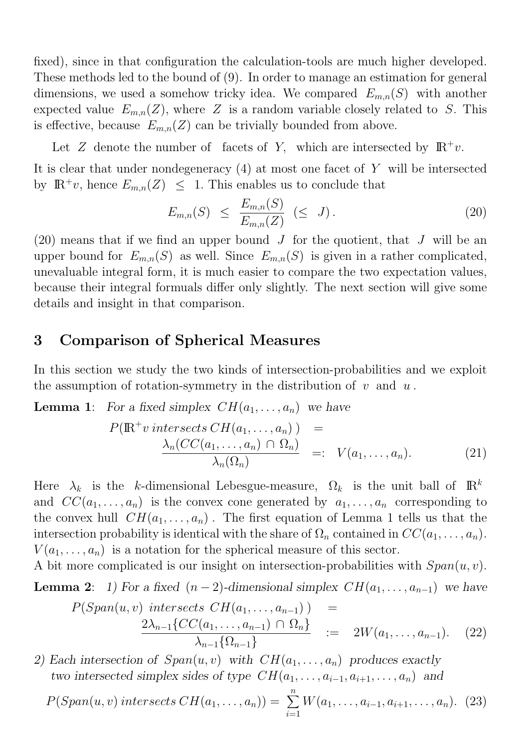fixed), since in that configuration the calculation-tools are much higher developed. These methods led to the bound of (9). In order to manage an estimation for general dimensions, we used a somehow tricky idea. We compared $E_{m,n}(S)$ with another expected value $E_{m,n}(Z)$, where $Z$ is a random variable closely related to $S$. This is effective, because $E_{m,n}(Z)$ can be trivially bounded from above.

Let $Z$ denote the number of facets of $Y$, which are intersected by $\mathbb{R}^+ v$.

It is clear that under nondegeneracy (4) at most one facet of $Y$ will be intersected by $\mathbb{R}^+ v$, hence $E_{m,n}(Z) \leq 1$. This enables us to conclude that

$$E_{m,n}(S) \leq \frac{E_{m,n}(S)}{E_{m,n}(Z)} \;\; (\leq J). \tag{20}$$

(20) means that if we find an upper bound $J$ for the quotient, that $J$ will be an upper bound for $E_{m,n}(S)$ as well. Since $E_{m,n}(S)$ is given in a rather complicated, unevaluable integral form, it is much easier to compare the two expectation values, because their integral formulas differ only slightly. The next section will give some details and insight in that comparison.

## 3 Comparison of Spherical Measures

In this section we study the two kinds of intersection-probabilities and we exploit the assumption of rotation-symmetry in the distribution of $v$ and $u$.

**Lemma 1**: *For a fixed simplex $CH(a_1, \ldots, a_n)$ we have*

$$P(\mathbb{R}^+ v \; intersects \; CH(a_1, \ldots, a_n)) = \frac{\lambda_n(CC(a_1, \ldots, a_n) \cap \Omega_n)}{\lambda_n(\Omega_n)} =: V(a_1, \ldots, a_n). \tag{21}$$

Here $\lambda_k$ is the $k$-dimensional Lebesgue-measure, $\Omega_k$ is the unit ball of $\mathbb{R}^k$ and $CC(a_1, \ldots, a_n)$ is the convex cone generated by $a_1, \ldots, a_n$ corresponding to the convex hull $CH(a_1, \ldots, a_n)$. The first equation of Lemma 1 tells us that the intersection probability is identical with the share of $\Omega_n$ contained in $CC(a_1, \ldots, a_n)$. $V(a_1, \ldots, a_n)$ is a notation for the spherical measure of this sector.
A bit more complicated is our insight on intersection-probabilities with $Span(u, v)$.

**Lemma 2**: *1) For a fixed $(n-2)$-dimensional simplex $CH(a_1, \ldots, a_{n-1})$ we have*

$$P(Span(u,v) \;\; intersects \;\; CH(a_1, \ldots, a_{n-1})) = \frac{2\lambda_{n-1}\{CC(a_1, \ldots, a_{n-1}) \cap \Omega_n\}}{\lambda_{n-1}\{\Omega_{n-1}\}} := 2W(a_1, \ldots, a_{n-1}). \tag{22}$$

*2) Each intersection of $Span(u, v)$ with $CH(a_1, \ldots, a_n)$ produces exactly two intersected simplex sides of type $CH(a_1, \ldots, a_{i-1}, a_{i+1}, \ldots, a_n)$ and*

$$P(Span(u,v) \; intersects \; CH(a_1, \ldots, a_n)) = \sum_{i=1}^{n} W(a_1, \ldots, a_{i-1}, a_{i+1}, \ldots, a_n). \tag{23}$$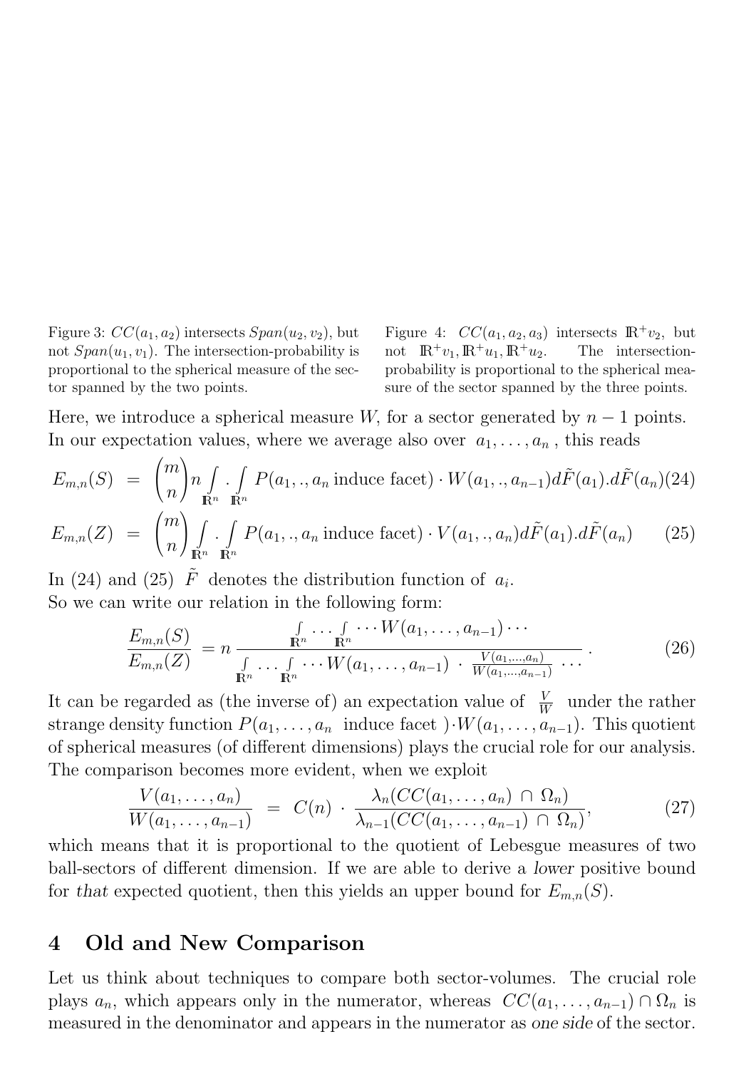Figure 3: $CC(a_1, a_2)$ intersects $Span(u_2, v_2)$, but not $Span(u_1, v_1)$. The intersection-probability is proportional to the spherical measure of the sector spanned by the two points.

Figure 4: $CC(a_1, a_2, a_3)$ intersects $\mathbb{R}^+ v_2$, but not $\mathbb{R}^+ v_1, \mathbb{R}^+ u_1, \mathbb{R}^+ u_2$. The intersection-probability is proportional to the spherical measure of the sector spanned by the three points.

Here, we introduce a spherical measure $W$, for a sector generated by $n-1$ points. In our expectation values, where we average also over $a_1, \ldots, a_n$, this reads

$$E_{m,n}(S) \;=\; \binom{m}{n} n \int_{\mathbb{R}^n} . \int_{\mathbb{R}^n} P(a_1, ., a_n \text{ induce facet}) \cdot W(a_1, ., a_{n-1}) d\tilde{F}(a_1) . d\tilde{F}(a_n) \quad (24)$$

$$E_{m,n}(Z) \;=\; \binom{m}{n} \int_{\mathbb{R}^n} . \int_{\mathbb{R}^n} P(a_1, ., a_n \text{ induce facet}) \cdot V(a_1, ., a_n) d\tilde{F}(a_1) . d\tilde{F}(a_n) \quad (25)$$

In (24) and (25) $\tilde{F}$ denotes the distribution function of $a_i$.
So we can write our relation in the following form:

$$\frac{E_{m,n}(S)}{E_{m,n}(Z)} = n \, \frac{\int_{\mathbb{R}^n} \cdots \int_{\mathbb{R}^n} \cdots W(a_1, \ldots, a_{n-1}) \cdots}{\int_{\mathbb{R}^n} \cdots \int_{\mathbb{R}^n} \cdots W(a_1, \ldots, a_{n-1}) \cdot \frac{V(a_1, \ldots, a_n)}{W(a_1, \ldots, a_{n-1})} \cdots} . \quad (26)$$

It can be regarded as (the inverse of) an expectation value of $\frac{V}{W}$ under the rather strange density function $P(a_1, \ldots, a_n \text{ induce facet }) \cdot W(a_1, \ldots, a_{n-1})$. This quotient of spherical measures (of different dimensions) plays the crucial role for our analysis. The comparison becomes more evident, when we exploit

$$\frac{V(a_1, \ldots, a_n)}{W(a_1, \ldots, a_{n-1})} \;=\; C(n) \cdot \frac{\lambda_n(CC(a_1, \ldots, a_n) \cap \Omega_n)}{\lambda_{n-1}(CC(a_1, \ldots, a_{n-1}) \cap \Omega_n)}, \quad (27)$$

which means that it is proportional to the quotient of Lebesgue measures of two ball-sectors of different dimension. If we are able to derive a *lower* positive bound for *that* expected quotient, then this yields an upper bound for $E_{m,n}(S)$.

## 4 Old and New Comparison

Let us think about techniques to compare both sector-volumes. The crucial role plays $a_n$, which appears only in the numerator, whereas $CC(a_1, \ldots, a_{n-1}) \cap \Omega_n$ is measured in the denominator and appears in the numerator as *one side* of the sector.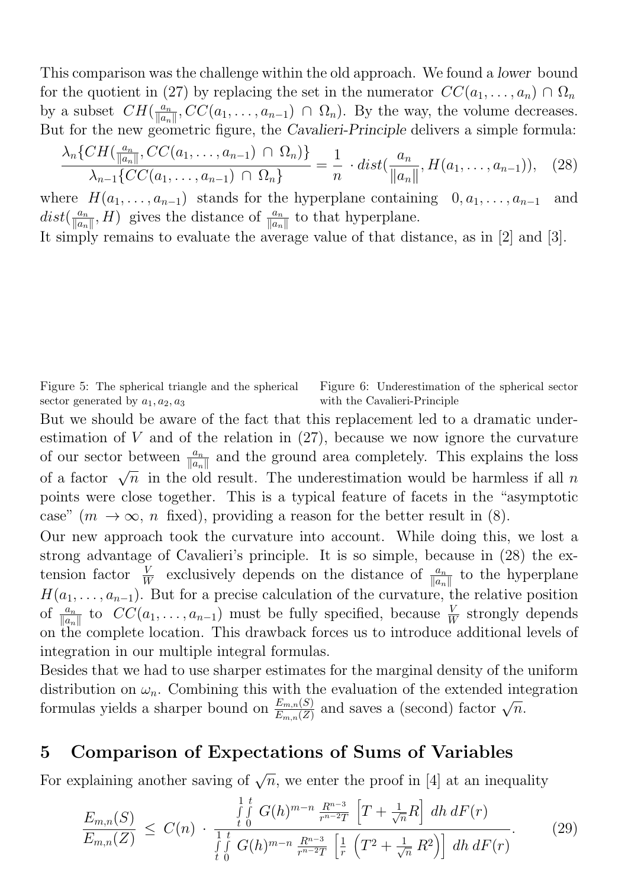This comparison was the challenge within the old approach. We found a *lower* bound for the quotient in (27) by replacing the set in the numerator $CC(a_1,\ldots,a_n) \cap \Omega_n$ by a subset $CH(\frac{a_n}{\|a_n\|}, CC(a_1,\ldots,a_{n-1}) \cap \Omega_n)$. By the way, the volume decreases. But for the new geometric figure, the *Cavalieri-Principle* delivers a simple formula:

$$\frac{\lambda_n\{CH(\frac{a_n}{\|a_n\|}, CC(a_1,\ldots,a_{n-1}) \cap \Omega_n)\}}{\lambda_{n-1}\{CC(a_1,\ldots,a_{n-1}) \cap \Omega_n\}} = \frac{1}{n} \cdot dist(\frac{a_n}{\|a_n\|}, H(a_1,\ldots,a_{n-1})), \quad (28)$$

where $H(a_1,\ldots,a_{n-1})$ stands for the hyperplane containing $0, a_1,\ldots,a_{n-1}$ and $dist(\frac{a_n}{\|a_n\|}, H)$ gives the distance of $\frac{a_n}{\|a_n\|}$ to that hyperplane.
It simply remains to evaluate the average value of that distance, as in [2] and [3].

Figure 5: The spherical triangle and the spherical sector generated by $a_1, a_2, a_3$

Figure 6: Underestimation of the spherical sector with the Cavalieri-Principle

But we should be aware of the fact that this replacement led to a dramatic underestimation of $V$ and of the relation in (27), because we now ignore the curvature of our sector between $\frac{a_n}{\|a_n\|}$ and the ground area completely. This explains the loss of a factor $\sqrt{n}$ in the old result. The underestimation would be harmless if all $n$ points were close together. This is a typical feature of facets in the "asymptotic case" ($m \to \infty$, $n$ fixed), providing a reason for the better result in (8).
Our new approach took the curvature into account. While doing this, we lost a strong advantage of Cavalieri's principle. It is so simple, because in (28) the extension factor $\frac{V}{W}$ exclusively depends on the distance of $\frac{a_n}{\|a_n\|}$ to the hyperplane $H(a_1,\ldots,a_{n-1})$. But for a precise calculation of the curvature, the relative position of $\frac{a_n}{\|a_n\|}$ to $CC(a_1,\ldots,a_{n-1})$ must be fully specified, because $\frac{V}{W}$ strongly depends on the complete location. This drawback forces us to introduce additional levels of integration in our multiple integral formulas.
Besides that we had to use sharper estimates for the marginal density of the uniform distribution on $\omega_n$. Combining this with the evaluation of the extended integration formulas yields a sharper bound on $\frac{E_{m,n}(S)}{E_{m,n}(Z)}$ and saves a (second) factor $\sqrt{n}$.

## 5 Comparison of Expectations of Sums of Variables

For explaining another saving of $\sqrt{n}$, we enter the proof in [4] at an inequality

$$\frac{E_{m,n}(S)}{E_{m,n}(Z)} \leq C(n) \cdot \frac{\int_t^1 \int_0^t G(h)^{m-n} \frac{R^{n-3}}{r^{n-2}T} \left[T + \frac{1}{\sqrt{n}}R\right] \, dh \, dF(r)}{\int_t^1 \int_0^t G(h)^{m-n} \frac{R^{n-3}}{r^{n-2}T} \left[\frac{1}{r}\left(T^2 + \frac{1}{\sqrt{n}}\,R^2\right)\right] \, dh \, dF(r)}. \quad (29)$$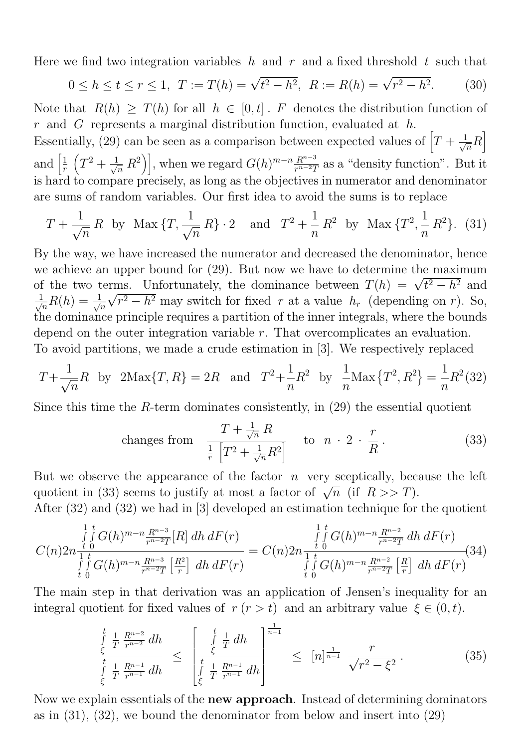Here we find two integration variables $h$ and $r$ and a fixed threshold $t$ such that

$$0 \le h \le t \le r \le 1, \;\; T := T(h) = \sqrt{t^2 - h^2}, \;\; R := R(h) = \sqrt{r^2 - h^2}. \tag{30}$$

Note that $R(h) \ge T(h)$ for all $h \in [0, t]$. $F$ denotes the distribution function of $r$ and $G$ represents a marginal distribution function, evaluated at $h$.

Essentially, (29) can be seen as a comparison between expected values of $\left[T + \frac{1}{\sqrt{n}} R\right]$ and $\left[\frac{1}{r}\left(T^2 + \frac{1}{\sqrt{n}}\, R^2\right)\right]$, when we regard $G(h)^{m-n} \frac{R^{n-3}}{r^{n-2}T}$ as a "density function". But it is hard to compare precisely, as long as the objectives in numerator and denominator are sums of random variables. Our first idea to avoid the sums is to replace

$$T + \frac{1}{\sqrt{n}}\, R \;\; \text{by} \;\; \text{Max}\,\{T, \frac{1}{\sqrt{n}}\, R\} \cdot 2 \quad \text{and} \quad T^2 + \frac{1}{n}\, R^2 \;\; \text{by} \;\; \text{Max}\,\{T^2, \frac{1}{n}\, R^2\}. \tag{31}$$

By the way, we have increased the numerator and decreased the denominator, hence we achieve an upper bound for (29). But now we have to determine the maximum of the two terms. Unfortunately, the dominance between $T(h) = \sqrt{t^2 - h^2}$ and $\frac{1}{\sqrt{n}}R(h) = \frac{1}{\sqrt{n}}\sqrt{r^2 - h^2}$ may switch for fixed $r$ at a value $h_r$ (depending on $r$). So, the dominance principle requires a partition of the inner integrals, where the bounds depend on the outer integration variable $r$. That overcomplicates an evaluation.

To avoid partitions, we made a crude estimation in [3]. We respectively replaced

$$T + \frac{1}{\sqrt{n}}R \;\; \text{by} \;\; 2\text{Max}\{T, R\} = 2R \quad \text{and} \quad T^2 + \frac{1}{n}R^2 \;\; \text{by} \;\; \frac{1}{n}\text{Max}\left\{T^2, R^2\right\} = \frac{1}{n}R^2 \tag{32}$$

Since this time the $R$-term dominates consistently, in (29) the essential quotient

$$\text{changes from} \quad \frac{T + \frac{1}{\sqrt{n}}\, R}{\frac{1}{r}\left[T^2 + \frac{1}{\sqrt{n}} R^2\right]} \quad \text{to} \;\; n \cdot 2 \cdot \frac{r}{R}\,. \tag{33}$$

But we observe the appearance of the factor $n$ very sceptically, because the left quotient in (33) seems to justify at most a factor of $\sqrt{n}$ (if $R >> T$).

After (32) and (32) we had in [3] developed an estimation technique for the quotient

$$C(n)2n \frac{\int_t^1 \int_0^t G(h)^{m-n} \frac{R^{n-3}}{r^{n-2}T}[R]\, dh\, dF(r)}{\int_t^1 \int_0^t G(h)^{m-n} \frac{R^{n-3}}{r^{n-2}T}\left[\frac{R^2}{r}\right]\, dh\, dF(r)} = C(n)2n \frac{\int_t^1 \int_0^t G(h)^{m-n} \frac{R^{n-2}}{r^{n-2}T}\, dh\, dF(r)}{\int_t^1 \int_0^t G(h)^{m-n} \frac{R^{n-2}}{r^{n-2}T}\left[\frac{R}{r}\right]\, dh\, dF(r)} \tag{34}$$

The main step in that derivation was an application of Jensen's inequality for an integral quotient for fixed values of $r$ $(r > t)$ and an arbitrary value $\xi \in (0, t)$.

$$\frac{\int_\xi^t \frac{1}{T} \frac{R^{n-2}}{r^{n-2}}\, dh}{\int_\xi^t \frac{1}{T} \frac{R^{n-1}}{r^{n-1}}\, dh} \;\le\; \left[\frac{\int_\xi^t \frac{1}{T}\, dh}{\int_\xi^t \frac{1}{T} \frac{R^{n-1}}{r^{n-1}}\, dh}\right]^{\frac{1}{n-1}} \;\le\; [n]^{\frac{1}{n-1}} \; \frac{r}{\sqrt{r^2 - \xi^2}}\,. \tag{35}$$

Now we explain essentials of the **new approach**. Instead of determining dominators as in (31), (32), we bound the denominator from below and insert into (29)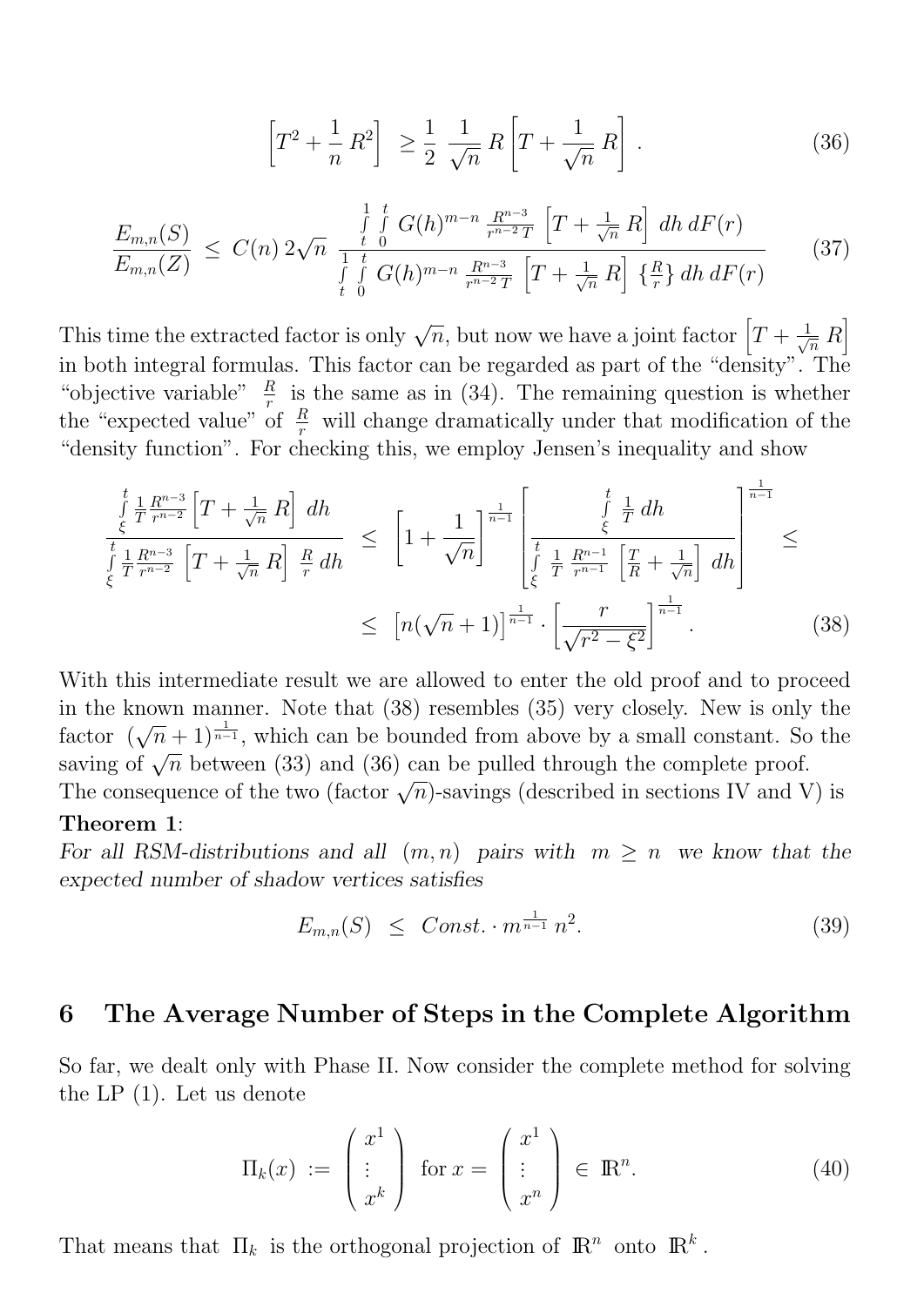$$\left[T^2 + \frac{1}{n}\,R^2\right] \;\geq \frac{1}{2}\;\frac{1}{\sqrt{n}}\,R\left[T + \frac{1}{\sqrt{n}}\,R\right]. \tag{36}$$

$$\frac{E_{m,n}(S)}{E_{m,n}(Z)} \;\leq\; C(n)\,2\sqrt{n}\;\frac{\int\limits_t^1\int\limits_0^t G(h)^{m-n}\,\frac{R^{n-3}}{r^{n-2}\,T}\,\left[T + \frac{1}{\sqrt{n}}\,R\right]\,dh\,dF(r)}{\int\limits_t^1\int\limits_0^t G(h)^{m-n}\,\frac{R^{n-3}}{r^{n-2}\,T}\,\left[T + \frac{1}{\sqrt{n}}\,R\right]\,\{\frac{R}{r}\}\,dh\,dF(r)} \tag{37}$$

This time the extracted factor is only $\sqrt{n}$, but now we have a joint factor $\left[T + \frac{1}{\sqrt{n}}\,R\right]$ in both integral formulas. This factor can be regarded as part of the "density". The "objective variable" $\frac{R}{r}$ is the same as in (34). The remaining question is whether the "expected value" of $\frac{R}{r}$ will change dramatically under that modification of the "density function". For checking this, we employ Jensen's inequality and show

$$\frac{\int\limits_\xi^t \frac{1}{T}\,\frac{R^{n-3}}{r^{n-2}}\left[T + \frac{1}{\sqrt{n}}\,R\right]\,dh}{\int\limits_\xi^t \frac{1}{T}\,\frac{R^{n-3}}{r^{n-2}}\,\left[T + \frac{1}{\sqrt{n}}\,R\right]\,\frac{R}{r}\,dh} \;\leq\; \left[1 + \frac{1}{\sqrt{n}}\right]^{\frac{1}{n-1}}\left[\frac{\int\limits_\xi^t \frac{1}{T}\,dh}{\int\limits_\xi^t \frac{1}{T}\,\frac{R^{n-1}}{r^{n-1}}\,\left[\frac{T}{R} + \frac{1}{\sqrt{n}}\right]\,dh}\right]^{\frac{1}{n-1}} \;\leq$$

$$\leq\; \left[n(\sqrt{n}+1)\right]^{\frac{1}{n-1}}\cdot\left[\frac{r}{\sqrt{r^2-\xi^2}}\right]^{\frac{1}{n-1}}. \tag{38}$$

With this intermediate result we are allowed to enter the old proof and to proceed in the known manner. Note that (38) resembles (35) very closely. New is only the factor $(\sqrt{n}+1)^{\frac{1}{n-1}}$, which can be bounded from above by a small constant. So the saving of $\sqrt{n}$ between (33) and (36) can be pulled through the complete proof.
The consequence of the two (factor $\sqrt{n}$)-savings (described in sections IV and V) is

**Theorem 1**:
*For all RSM-distributions and all $(m,n)$ pairs with $m \geq n$ we know that the expected number of shadow vertices satisfies*

$$E_{m,n}(S) \;\leq\; Const.\cdot m^{\frac{1}{n-1}}\,n^2. \tag{39}$$

## 6 The Average Number of Steps in the Complete Algorithm

So far, we dealt only with Phase II. Now consider the complete method for solving the LP (1). Let us denote

$$\Pi_k(x) \;:=\; \begin{pmatrix} x^1 \\ \vdots \\ x^k \end{pmatrix} \;\text{ for } x = \begin{pmatrix} x^1 \\ \vdots \\ x^n \end{pmatrix} \;\in\; \mathbb{R}^n. \tag{40}$$

That means that $\Pi_k$ is the orthogonal projection of $\mathbb{R}^n$ onto $\mathbb{R}^k$.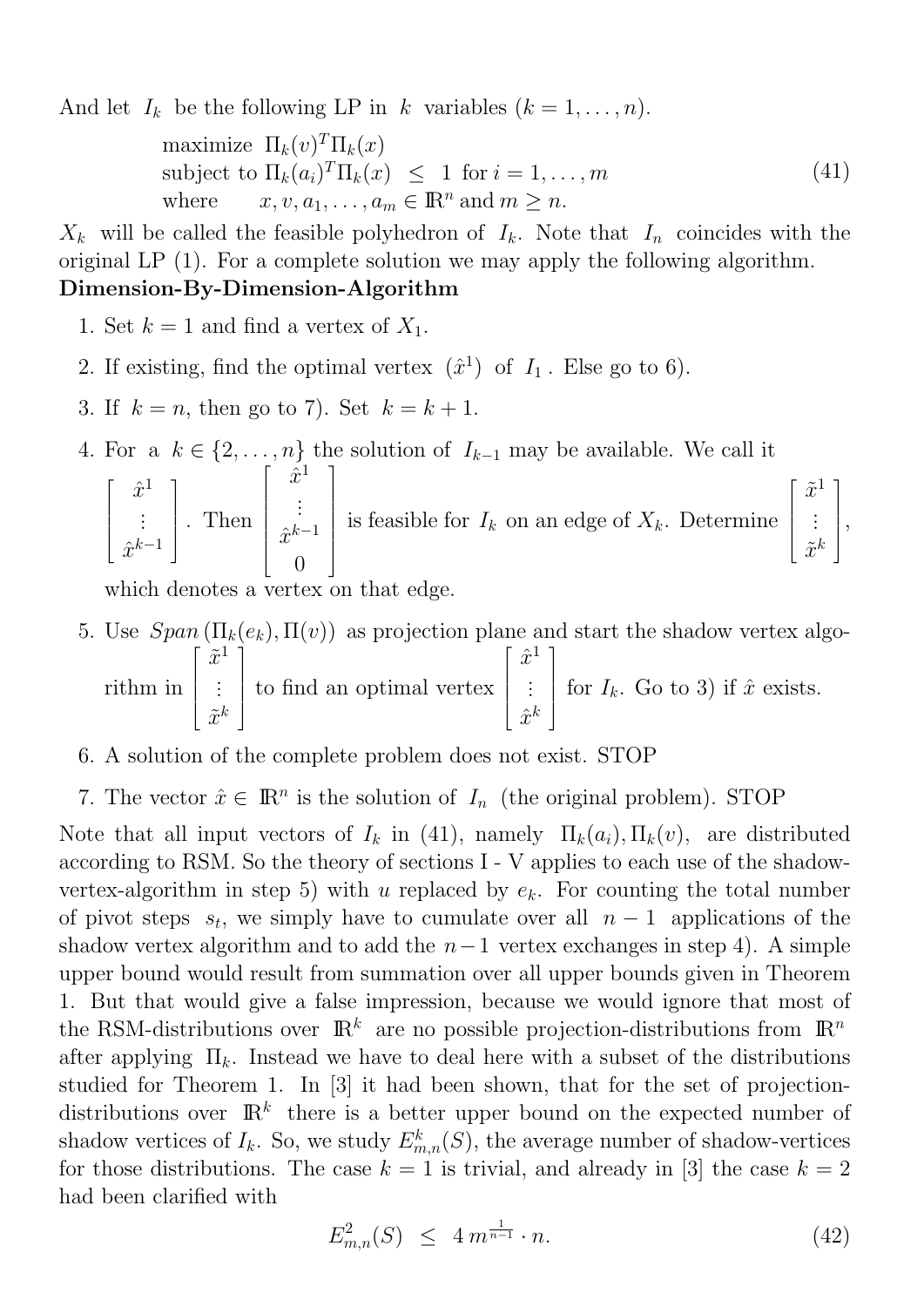And let $I_k$ be the following LP in $k$ variables ($k = 1, \ldots, n$).

$$
\begin{array}{ll}
\text{maximize} & \Pi_k(v)^T \Pi_k(x) \\
\text{subject to} & \Pi_k(a_i)^T \Pi_k(x) \;\leq\; 1 \;\text{ for } i = 1, \ldots, m \\
\text{where} & x, v, a_1, \ldots, a_m \in \mathbb{R}^n \text{ and } m \geq n.
\end{array}
\tag{41}
$$

$X_k$ will be called the feasible polyhedron of $I_k$. Note that $I_n$ coincides with the original LP (1). For a complete solution we may apply the following algorithm.

**Dimension-By-Dimension-Algorithm**

1. Set $k = 1$ and find a vertex of $X_1$.
2. If existing, find the optimal vertex $(\hat{x}^1)$ of $I_1$. Else go to 6).
3. If $k = n$, then go to 7). Set $k = k + 1$.
4. For a $k \in \{2, \ldots, n\}$ the solution of $I_{k-1}$ may be available. We call it $\begin{bmatrix} \hat{x}^1 \\ \vdots \\ \hat{x}^{k-1} \end{bmatrix}$. Then $\begin{bmatrix} \hat{x}^1 \\ \vdots \\ \hat{x}^{k-1} \\ 0 \end{bmatrix}$ is feasible for $I_k$ on an edge of $X_k$. Determine $\begin{bmatrix} \tilde{x}^1 \\ \vdots \\ \tilde{x}^k \end{bmatrix}$, which denotes a vertex on that edge.
5. Use $Span\,(\Pi_k(e_k), \Pi(v))$ as projection plane and start the shadow vertex algorithm in $\begin{bmatrix} \tilde{x}^1 \\ \vdots \\ \tilde{x}^k \end{bmatrix}$ to find an optimal vertex $\begin{bmatrix} \hat{x}^1 \\ \vdots \\ \hat{x}^k \end{bmatrix}$ for $I_k$. Go to 3) if $\hat{x}$ exists.
6. A solution of the complete problem does not exist. STOP
7. The vector $\hat{x} \in \mathbb{R}^n$ is the solution of $I_n$ (the original problem). STOP

Note that all input vectors of $I_k$ in (41), namely $\Pi_k(a_i), \Pi_k(v)$, are distributed according to RSM. So the theory of sections I - V applies to each use of the shadow-vertex-algorithm in step 5) with $u$ replaced by $e_k$. For counting the total number of pivot steps $s_t$, we simply have to cumulate over all $n-1$ applications of the shadow vertex algorithm and to add the $n-1$ vertex exchanges in step 4). A simple upper bound would result from summation over all upper bounds given in Theorem 1. But that would give a false impression, because we would ignore that most of the RSM-distributions over $\mathbb{R}^k$ are no possible projection-distributions from $\mathbb{R}^n$ after applying $\Pi_k$. Instead we have to deal here with a subset of the distributions studied for Theorem 1. In [3] it had been shown, that for the set of projection-distributions over $\mathbb{R}^k$ there is a better upper bound on the expected number of shadow vertices of $I_k$. So, we study $E^k_{m,n}(S)$, the average number of shadow-vertices for those distributions. The case $k = 1$ is trivial, and already in [3] the case $k = 2$ had been clarified with

$$
E^2_{m,n}(S) \;\leq\; 4\, m^{\frac{1}{n-1}} \cdot n. \tag{42}
$$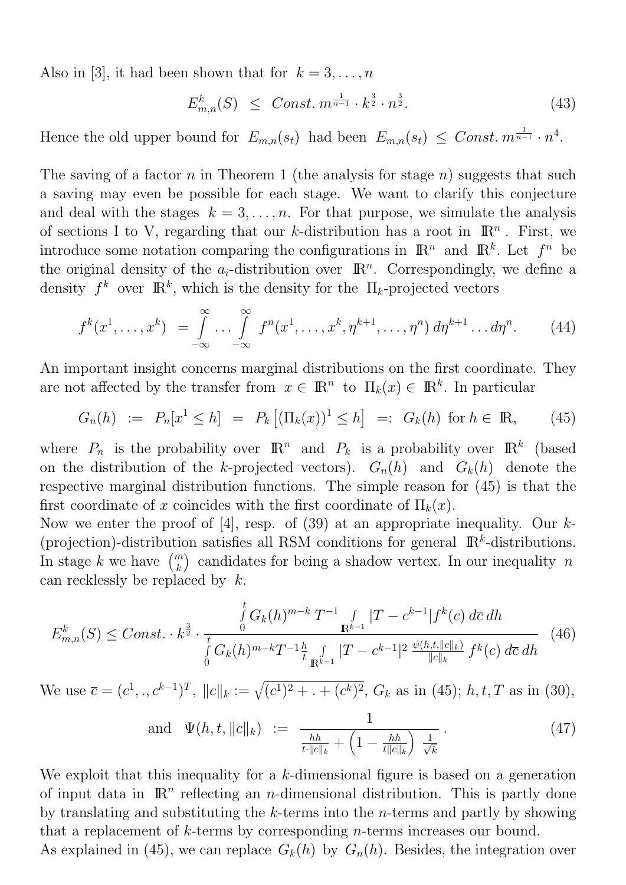Also in [3], it had been shown that for $k = 3, \dots, n$

$$E^k_{m,n}(S) \;\le\; Const.\; m^{\frac{1}{n-1}} \cdot k^{\frac{3}{2}} \cdot n^{\frac{3}{2}}. \tag{43}$$

Hence the old upper bound for $E_{m,n}(s_t)$ had been $E_{m,n}(s_t) \le Const.\; m^{\frac{1}{n-1}} \cdot n^4$.

The saving of a factor $n$ in Theorem 1 (the analysis for stage $n$) suggests that such a saving may even be possible for each stage. We want to clarify this conjecture and deal with the stages $k = 3, \dots, n$. For that purpose, we simulate the analysis of sections I to V, regarding that our $k$-distribution has a root in $\mathbb{R}^n$. First, we introduce some notation comparing the configurations in $\mathbb{R}^n$ and $\mathbb{R}^k$. Let $f^n$ be the original density of the $a_i$-distribution over $\mathbb{R}^n$. Correspondingly, we define a density $f^k$ over $\mathbb{R}^k$, which is the density for the $\Pi_k$-projected vectors

$$f^k(x^1, \dots, x^k) \;=\; \int_{-\infty}^{\infty} \dots \int_{-\infty}^{\infty} f^n(x^1, \dots, x^k, \eta^{k+1}, \dots, \eta^n)\, d\eta^{k+1} \dots d\eta^n. \tag{44}$$

An important insight concerns marginal distributions on the first coordinate. They are not affected by the transfer from $x \in \mathbb{R}^n$ to $\Pi_k(x) \in \mathbb{R}^k$. In particular

$$G_n(h) \;:=\; P_n[x^1 \le h] \;=\; P_k\left[(\Pi_k(x))^1 \le h\right] \;=:\; G_k(h) \text{ for } h \in \mathbb{R}, \tag{45}$$

where $P_n$ is the probability over $\mathbb{R}^n$ and $P_k$ is a probability over $\mathbb{R}^k$ (based on the distribution of the $k$-projected vectors). $G_n(h)$ and $G_k(h)$ denote the respective marginal distribution functions. The simple reason for (45) is that the first coordinate of $x$ coincides with the first coordinate of $\Pi_k(x)$.
Now we enter the proof of [4], resp. of (39) at an appropriate inequality. Our $k$-(projection)-distribution satisfies all RSM conditions for general $\mathbb{R}^k$-distributions. In stage $k$ we have $\binom{m}{k}$ candidates for being a shadow vertex. In our inequality $n$ can recklessly be replaced by $k$.

$$E^k_{m,n}(S) \le Const. \cdot k^{\frac{3}{2}} \cdot \frac{\int_0^t G_k(h)^{m-k}\, T^{-1} \int_{\mathbb{R}^{k-1}} |T - c^{k-1}| f^k(c)\, d\overline{c}\, dh}{\int_0^t G_k(h)^{m-k} T^{-1} \frac{h}{t} \int_{\mathbb{R}^{k-1}} |T - c^{k-1}|^2\, \frac{\psi(h,t,\|c\|_k)}{\|c\|_k}\, f^k(c)\, d\overline{c}\, dh} \tag{46}$$

We use $\overline{c} = (c^1, ., c^{k-1})^T$, $\|c\|_k := \sqrt{(c^1)^2 + . + (c^k)^2}$, $G_k$ as in (45); $h, t, T$ as in (30),

$$\text{and} \quad \Psi(h, t, \|c\|_k) \;:=\; \frac{1}{\frac{hh}{t \cdot \|c\|_k} + \left(1 - \frac{hh}{t\|c\|_k}\right) \frac{1}{\sqrt{k}}}. \tag{47}$$

We exploit that this inequality for a $k$-dimensional figure is based on a generation of input data in $\mathbb{R}^n$ reflecting an $n$-dimensional distribution. This is partly done by translating and substituting the $k$-terms into the $n$-terms and partly by showing that a replacement of $k$-terms by corresponding $n$-terms increases our bound.
As explained in (45), we can replace $G_k(h)$ by $G_n(h)$. Besides, the integration over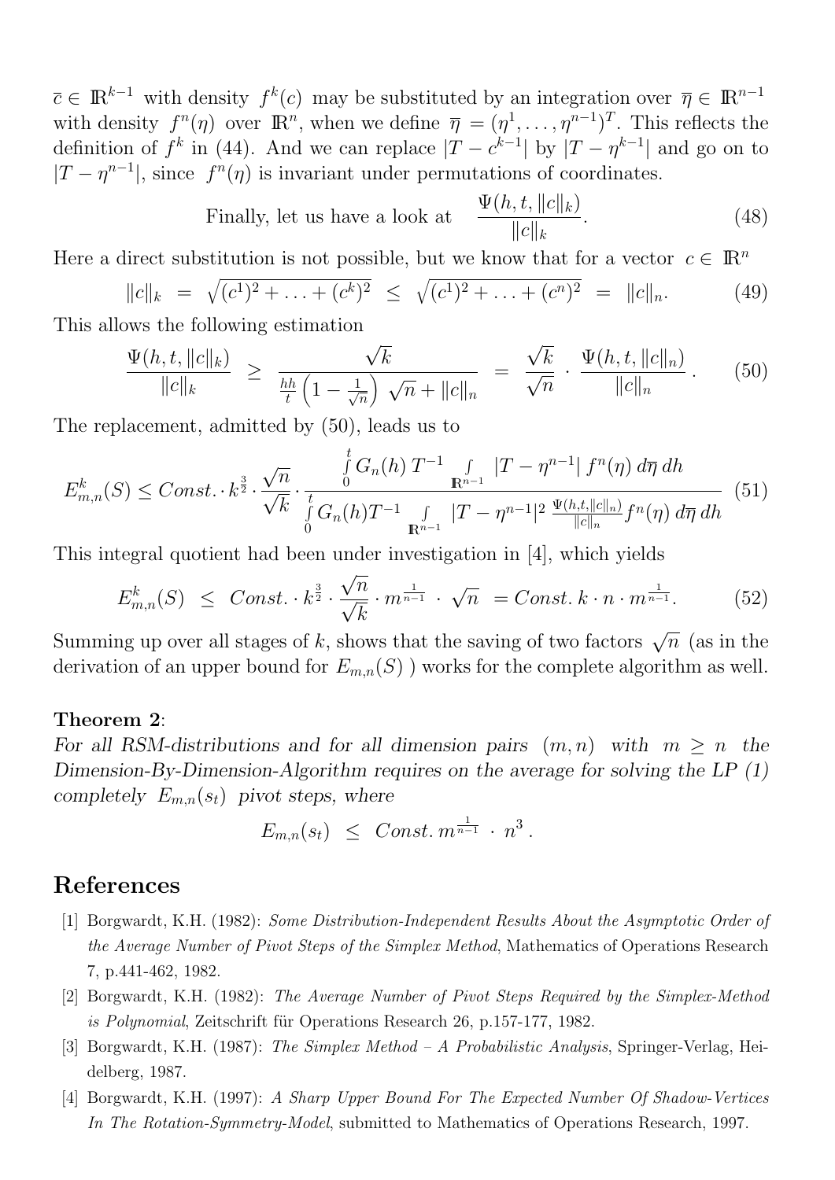$\overline{c} \in \mathbb{R}^{k-1}$ with density $f^k(c)$ may be substituted by an integration over $\overline{\eta} \in \mathbb{R}^{n-1}$ with density $f^n(\eta)$ over $\mathbb{R}^n$, when we define $\overline{\eta} = (\eta^1, \ldots, \eta^{n-1})^T$. This reflects the definition of $f^k$ in (44). And we can replace $|T - c^{k-1}|$ by $|T - \eta^{k-1}|$ and go on to $|T - \eta^{n-1}|$, since $f^n(\eta)$ is invariant under permutations of coordinates.

Finally, let us have a look at
$$\frac{\Psi(h,t,\|c\|_k)}{\|c\|_k}. \tag{48}$$

Here a direct substitution is not possible, but we know that for a vector $c \in \mathbb{R}^n$

$$\|c\|_k \;=\; \sqrt{(c^1)^2 + \ldots + (c^k)^2} \;\leq\; \sqrt{(c^1)^2 + \ldots + (c^n)^2} \;=\; \|c\|_n. \tag{49}$$

This allows the following estimation

$$\frac{\Psi(h,t,\|c\|_k)}{\|c\|_k} \;\geq\; \frac{\sqrt{k}}{\frac{hh}{t}\left(1 - \frac{1}{\sqrt{n}}\right)\sqrt{n} + \|c\|_n} \;=\; \frac{\sqrt{k}}{\sqrt{n}} \cdot \frac{\Psi(h,t,\|c\|_n)}{\|c\|_n}\,. \tag{50}$$

The replacement, admitted by (50), leads us to

$$E^k_{m,n}(S) \leq Const. \cdot k^{\frac{3}{2}} \cdot \frac{\sqrt{n}}{\sqrt{k}} \cdot \frac{\int\limits_0^t G_n(h)\, T^{-1} \int\limits_{\mathbb{R}^{n-1}} |T - \eta^{n-1}|\, f^n(\eta)\, d\overline{\eta}\, dh}{\int\limits_0^t G_n(h) T^{-1} \int\limits_{\mathbb{R}^{n-1}} |T - \eta^{n-1}|^2\, \frac{\Psi(h,t,\|c\|_n)}{\|c\|_n} f^n(\eta)\, d\overline{\eta}\, dh} \tag{51}$$

This integral quotient had been under investigation in [4], which yields

$$E^k_{m,n}(S) \;\leq\; Const. \cdot k^{\frac{3}{2}} \cdot \frac{\sqrt{n}}{\sqrt{k}} \cdot m^{\frac{1}{n-1}} \,\cdot\, \sqrt{n} \;= Const.\, k \cdot n \cdot m^{\frac{1}{n-1}}. \tag{52}$$

Summing up over all stages of $k$, shows that the saving of two factors $\sqrt{n}$ (as in the derivation of an upper bound for $E_{m,n}(S)$ ) works for the complete algorithm as well.

**Theorem 2**:
*For all RSM-distributions and for all dimension pairs $(m,n)$ with $m \geq n$ the Dimension-By-Dimension-Algorithm requires on the average for solving the LP (1) completely $E_{m,n}(s_t)$ pivot steps, where*

$$E_{m,n}(s_t) \;\leq\; Const.\, m^{\frac{1}{n-1}} \,\cdot\, n^3\,.$$

# References

[1] Borgwardt, K.H. (1982): *Some Distribution-Independent Results About the Asymptotic Order of the Average Number of Pivot Steps of the Simplex Method*, Mathematics of Operations Research 7, p.441-462, 1982.

[2] Borgwardt, K.H. (1982): *The Average Number of Pivot Steps Required by the Simplex-Method is Polynomial*, Zeitschrift für Operations Research 26, p.157-177, 1982.

[3] Borgwardt, K.H. (1987): *The Simplex Method – A Probabilistic Analysis*, Springer-Verlag, Heidelberg, 1987.

[4] Borgwardt, K.H. (1997): *A Sharp Upper Bound For The Expected Number Of Shadow-Vertices In The Rotation-Symmetry-Model*, submitted to Mathematics of Operations Research, 1997.